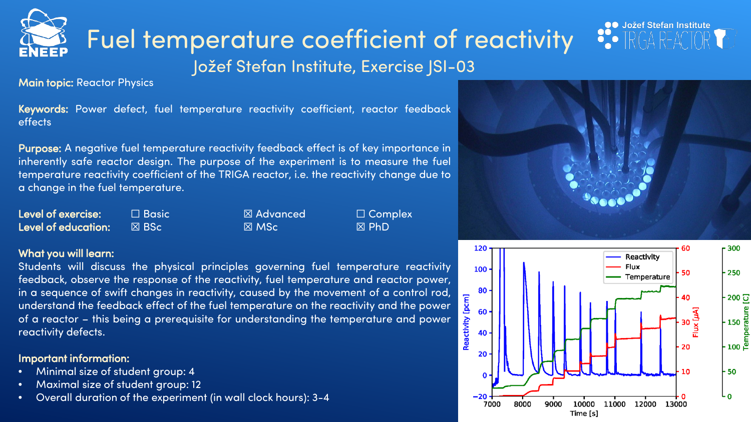# Fuel temperature coefficient of reactivity

## Jožef Stefan Institute, Exercise JSI-03

**Main topic:** Reactor Physics

**Keywords:** Power defect, fuel temperature reactivity coefficient, reactor feedback effects

**Purpose:** A negative fuel temperature reactivity feedback effect is of key importance in inherently safe reactor design. The purpose of the experiment is to measure the fuel temperature reactivity coefficient of the TRIGA reactor, i.e. the reactivity change due to a change in the fuel temperature.

| | | | |
|---|---|---|---|
| **Level of exercise:** | ☐ Basic | ☒ Advanced | ☐ Complex |
| **Level of education:** | ☒ BSc | ☒ MSc | ☒ PhD |

**What you will learn:**

Students will discuss the physical principles governing fuel temperature reactivity feedback, observe the response of the reactivity, fuel temperature and reactor power, in a sequence of swift changes in reactivity, caused by the movement of a control rod, understand the feedback effect of the fuel temperature on the reactivity and the power of a reactor – this being a prerequisite for understanding the temperature and power reactivity defects.

**Important information:**

- Minimal size of student group: 4
- Maximal size of student group: 12
- Overall duration of the experiment (in wall clock hours): 3-4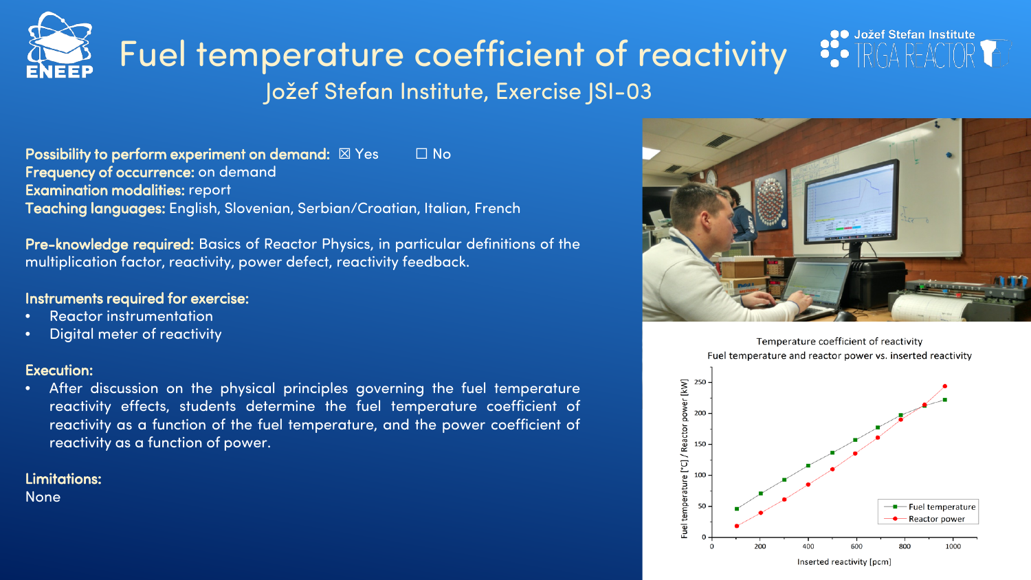# Fuel temperature coefficient of reactivity

## Jožef Stefan Institute, Exercise JSI-03

**Possibility to perform experiment on demand:** ☒ Yes ☐ No
**Frequency of occurrence:** on demand
**Examination modalities:** report
**Teaching languages:** English, Slovenian, Serbian/Croatian, Italian, French

**Pre-knowledge required:** Basics of Reactor Physics, in particular definitions of the multiplication factor, reactivity, power defect, reactivity feedback.

**Instruments required for exercise:**

- Reactor instrumentation
- Digital meter of reactivity

**Execution:**

- After discussion on the physical principles governing the fuel temperature reactivity effects, students determine the fuel temperature coefficient of reactivity as a function of the fuel temperature, and the power coefficient of reactivity as a function of power.

**Limitations:**
None

Temperature coefficient of reactivity
Fuel temperature and reactor power vs. inserted reactivity

Fuel temperature [°C] / Reactor power [kW]
0
50
100
150
200
250

Inserted reactivity [pcm]
0
200
400
600
800
1000

Fuel temperature
Reactor power